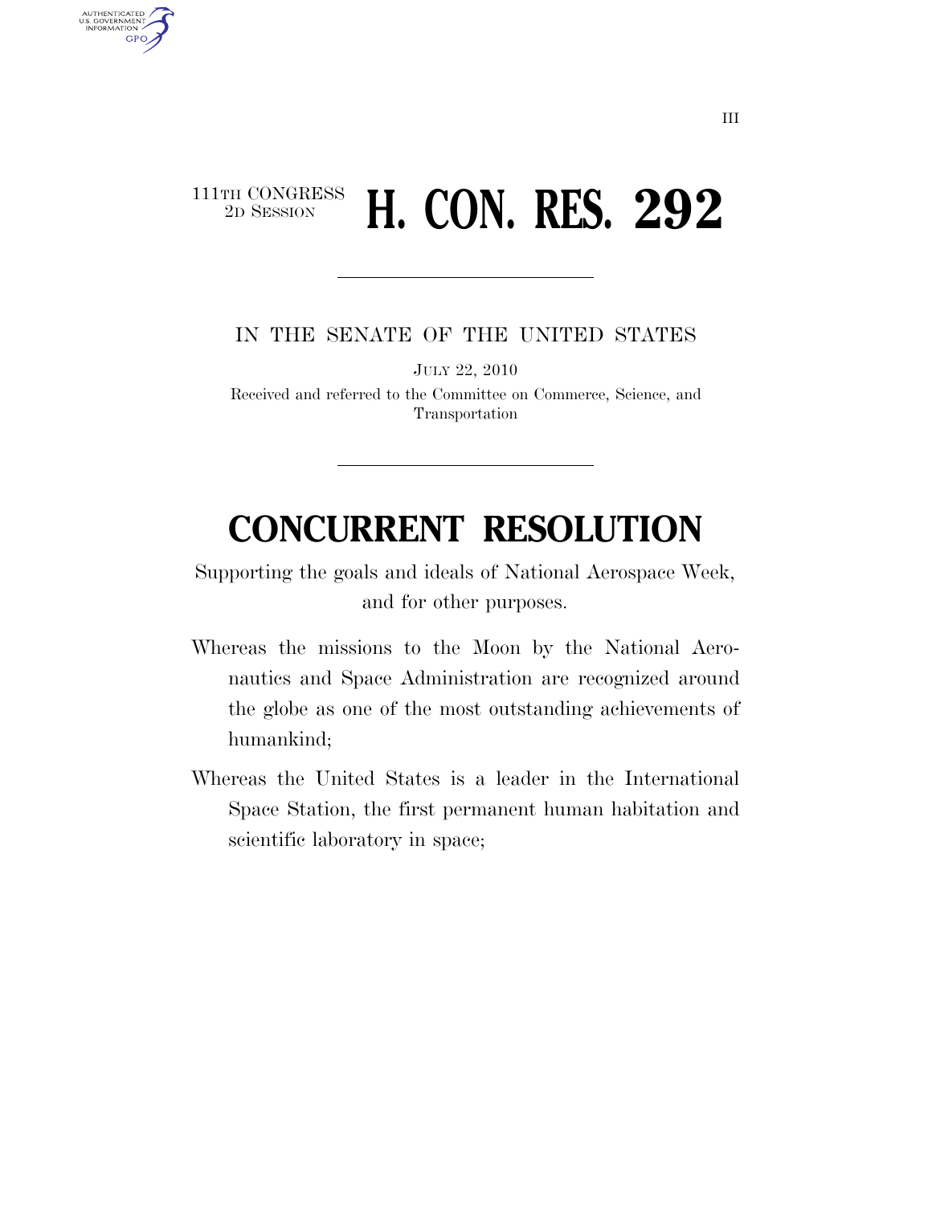111TH CONGRESS
2D SESSION

# H. CON. RES. 292

IN THE SENATE OF THE UNITED STATES

JULY 22, 2010

Received and referred to the Committee on Commerce, Science, and Transportation

# CONCURRENT RESOLUTION

Supporting the goals and ideals of National Aerospace Week, and for other purposes.

Whereas the missions to the Moon by the National Aeronautics and Space Administration are recognized around the globe as one of the most outstanding achievements of humankind;

Whereas the United States is a leader in the International Space Station, the first permanent human habitation and scientific laboratory in space;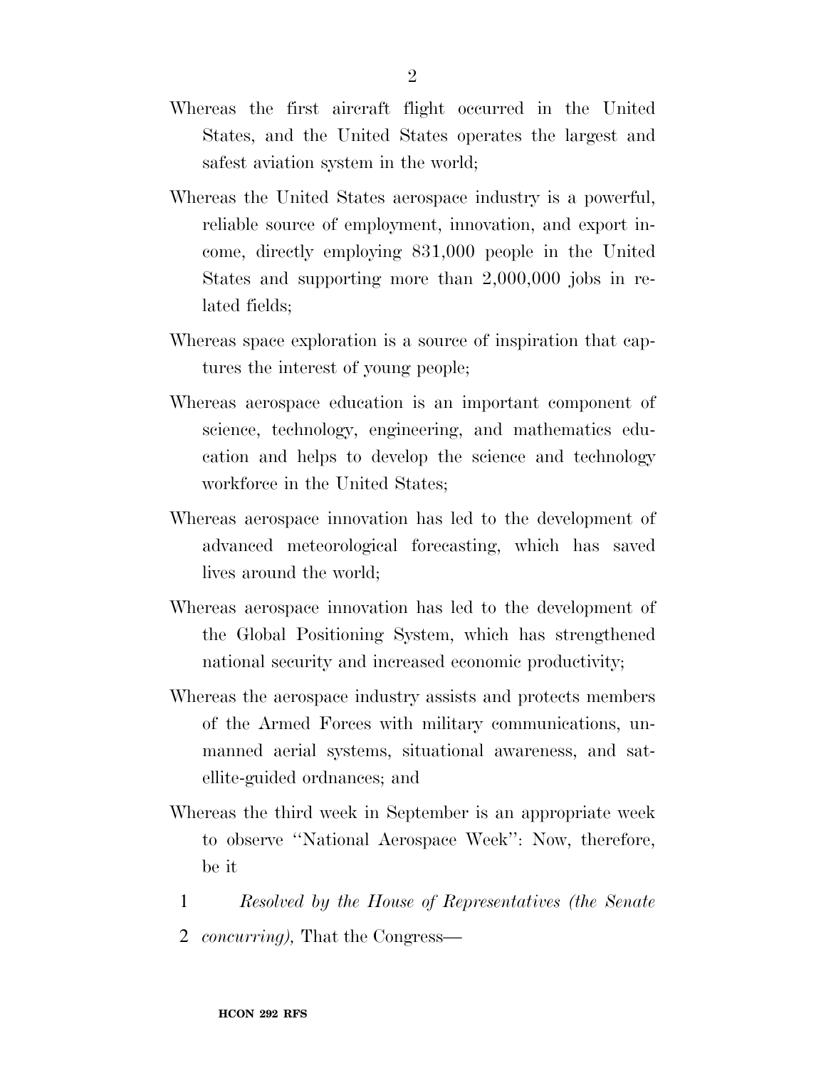Whereas the first aircraft flight occurred in the United States, and the United States operates the largest and safest aviation system in the world;

Whereas the United States aerospace industry is a powerful, reliable source of employment, innovation, and export income, directly employing 831,000 people in the United States and supporting more than 2,000,000 jobs in related fields;

Whereas space exploration is a source of inspiration that captures the interest of young people;

Whereas aerospace education is an important component of science, technology, engineering, and mathematics education and helps to develop the science and technology workforce in the United States;

Whereas aerospace innovation has led to the development of advanced meteorological forecasting, which has saved lives around the world;

Whereas aerospace innovation has led to the development of the Global Positioning System, which has strengthened national security and increased economic productivity;

Whereas the aerospace industry assists and protects members of the Armed Forces with military communications, unmanned aerial systems, situational awareness, and satellite-guided ordnances; and

Whereas the third week in September is an appropriate week to observe ''National Aerospace Week'': Now, therefore, be it

1 *Resolved by the House of Representatives (the Senate*
2 *concurring),* That the Congress—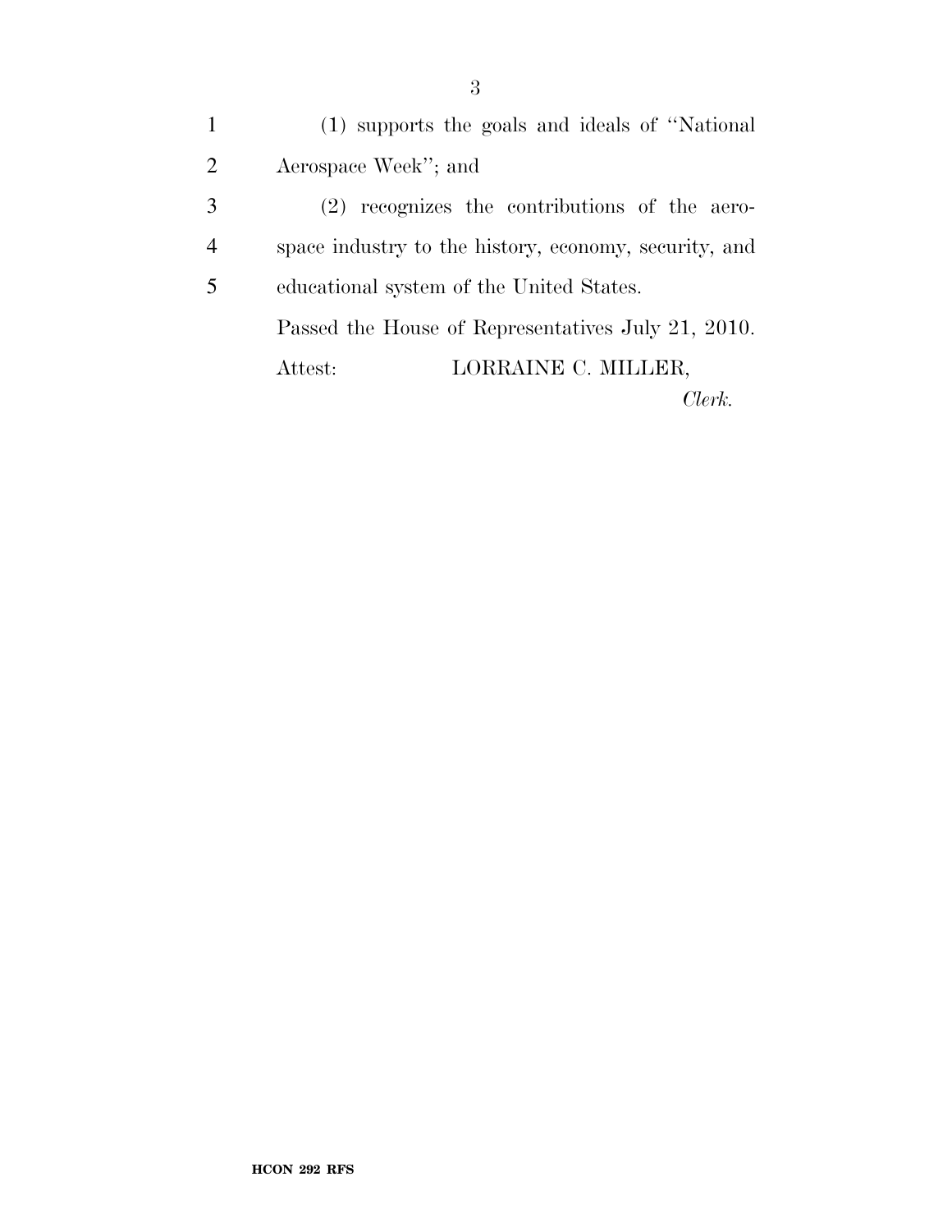(1) supports the goals and ideals of "National Aerospace Week"; and

(2) recognizes the contributions of the aerospace industry to the history, economy, security, and educational system of the United States.

Passed the House of Representatives July 21, 2010.

Attest: LORRAINE C. MILLER,

*Clerk.*